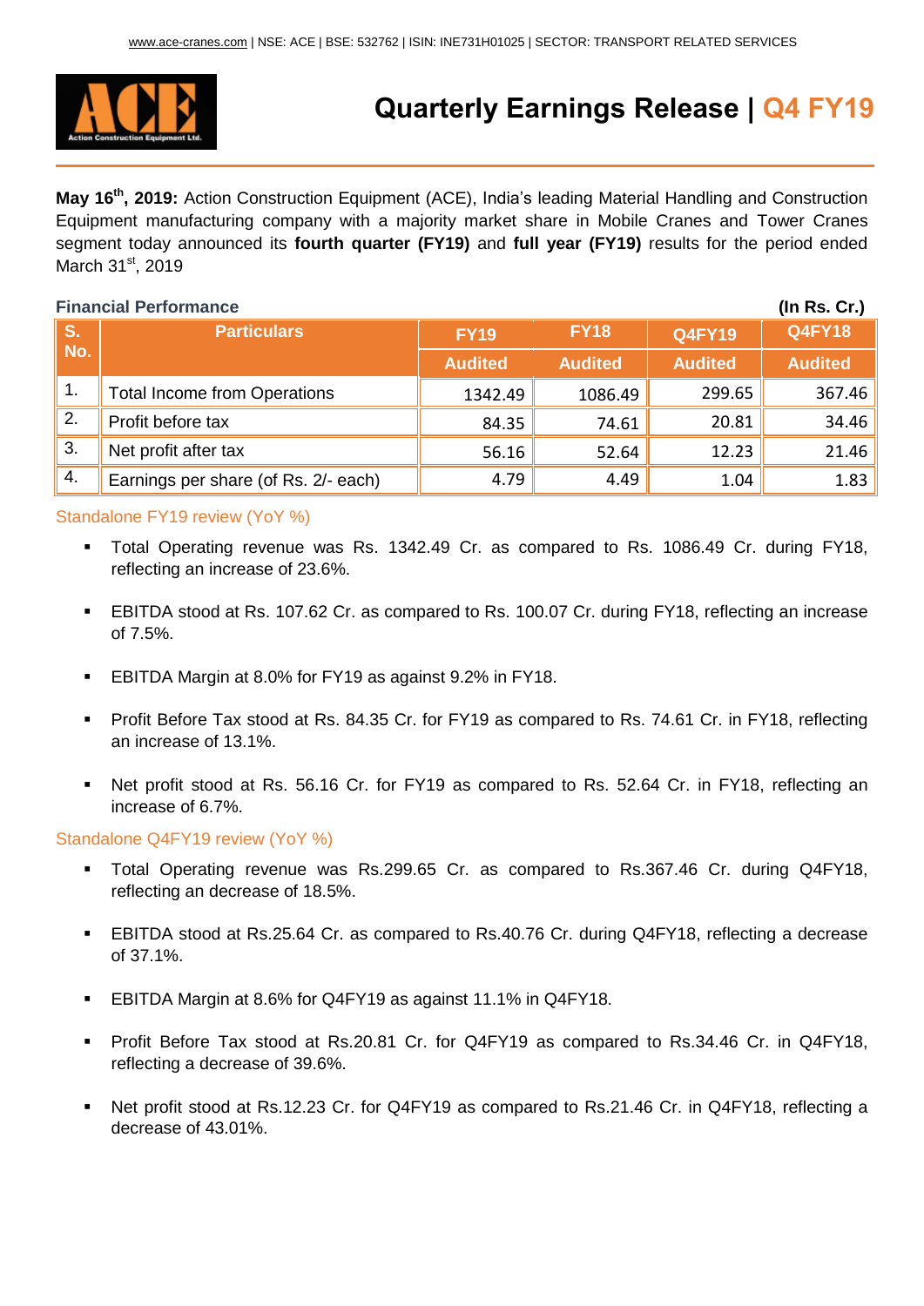# Quarterly Earnings Release | Q4 FY19

**May 16th, 2019:** Action Construction Equipment (ACE), India's leading Material Handling and Construction Equipment manufacturing company with a majority market share in Mobile Cranes and Tower Cranes segment today announced its **fourth quarter (FY19)** and **full year (FY19)** results for the period ended March 31st, 2019

**Financial Performance** **(In Rs. Cr.)**

| S. No. | Particulars | FY19 | FY18 | Q4FY19 | Q4FY18 |
|---|---|---|---|---|---|
| | | Audited | Audited | Audited | Audited |
| 1. | Total Income from Operations | 1342.49 | 1086.49 | 299.65 | 367.46 |
| 2. | Profit before tax | 84.35 | 74.61 | 20.81 | 34.46 |
| 3. | Net profit after tax | 56.16 | 52.64 | 12.23 | 21.46 |
| 4. | Earnings per share (of Rs. 2/- each) | 4.79 | 4.49 | 1.04 | 1.83 |

### Standalone FY19 review (YoY %)

- Total Operating revenue was Rs. 1342.49 Cr. as compared to Rs. 1086.49 Cr. during FY18, reflecting an increase of 23.6%.
- EBITDA stood at Rs. 107.62 Cr. as compared to Rs. 100.07 Cr. during FY18, reflecting an increase of 7.5%.
- EBITDA Margin at 8.0% for FY19 as against 9.2% in FY18.
- Profit Before Tax stood at Rs. 84.35 Cr. for FY19 as compared to Rs. 74.61 Cr. in FY18, reflecting an increase of 13.1%.
- Net profit stood at Rs. 56.16 Cr. for FY19 as compared to Rs. 52.64 Cr. in FY18, reflecting an increase of 6.7%.

### Standalone Q4FY19 review (YoY %)

- Total Operating revenue was Rs.299.65 Cr. as compared to Rs.367.46 Cr. during Q4FY18, reflecting an decrease of 18.5%.
- EBITDA stood at Rs.25.64 Cr. as compared to Rs.40.76 Cr. during Q4FY18, reflecting a decrease of 37.1%.
- EBITDA Margin at 8.6% for Q4FY19 as against 11.1% in Q4FY18.
- Profit Before Tax stood at Rs.20.81 Cr. for Q4FY19 as compared to Rs.34.46 Cr. in Q4FY18, reflecting a decrease of 39.6%.
- Net profit stood at Rs.12.23 Cr. for Q4FY19 as compared to Rs.21.46 Cr. in Q4FY18, reflecting a decrease of 43.01%.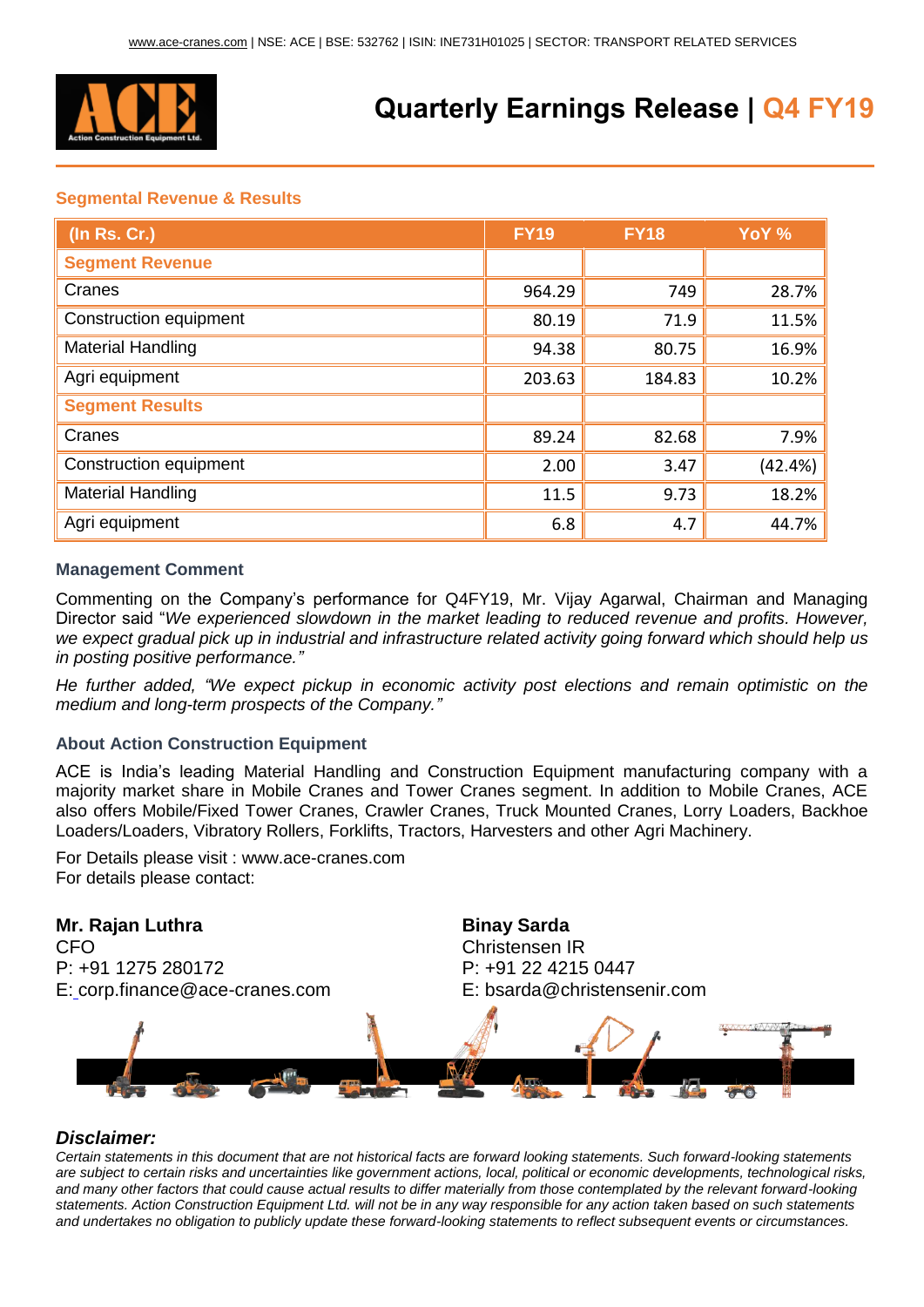www.ace-cranes.com | NSE: ACE | BSE: 532762 | ISIN: INE731H01025 | SECTOR: TRANSPORT RELATED SERVICES

# Quarterly Earnings Release | Q4 FY19

## Segmental Revenue & Results

| (In Rs. Cr.) | FY19 | FY18 | YoY % |
|---|---|---|---|
| **Segment Revenue** | | | |
| Cranes | 964.29 | 749 | 28.7% |
| Construction equipment | 80.19 | 71.9 | 11.5% |
| Material Handling | 94.38 | 80.75 | 16.9% |
| Agri equipment | 203.63 | 184.83 | 10.2% |
| **Segment Results** | | | |
| Cranes | 89.24 | 82.68 | 7.9% |
| Construction equipment | 2.00 | 3.47 | (42.4%) |
| Material Handling | 11.5 | 9.73 | 18.2% |
| Agri equipment | 6.8 | 4.7 | 44.7% |

### Management Comment

Commenting on the Company's performance for Q4FY19, Mr. Vijay Agarwal, Chairman and Managing Director said "*We experienced slowdown in the market leading to reduced revenue and profits. However, we expect gradual pick up in industrial and infrastructure related activity going forward which should help us in posting positive performance."*

*He further added, "We expect pickup in economic activity post elections and remain optimistic on the medium and long-term prospects of the Company."*

### About Action Construction Equipment

ACE is India's leading Material Handling and Construction Equipment manufacturing company with a majority market share in Mobile Cranes and Tower Cranes segment. In addition to Mobile Cranes, ACE also offers Mobile/Fixed Tower Cranes, Crawler Cranes, Truck Mounted Cranes, Lorry Loaders, Backhoe Loaders/Loaders, Vibratory Rollers, Forklifts, Tractors, Harvesters and other Agri Machinery.

For Details please visit : www.ace-cranes.com
For details please contact:

**Mr. Rajan Luthra**
CFO
P: +91 1275 280172
E: corp.finance@ace-cranes.com

**Binay Sarda**
Christensen IR
P: +91 22 4215 0447
E: bsarda@christensenir.com

### *Disclaimer:*

*Certain statements in this document that are not historical facts are forward looking statements. Such forward-looking statements are subject to certain risks and uncertainties like government actions, local, political or economic developments, technological risks, and many other factors that could cause actual results to differ materially from those contemplated by the relevant forward-looking statements. Action Construction Equipment Ltd. will not be in any way responsible for any action taken based on such statements and undertakes no obligation to publicly update these forward-looking statements to reflect subsequent events or circumstances.*